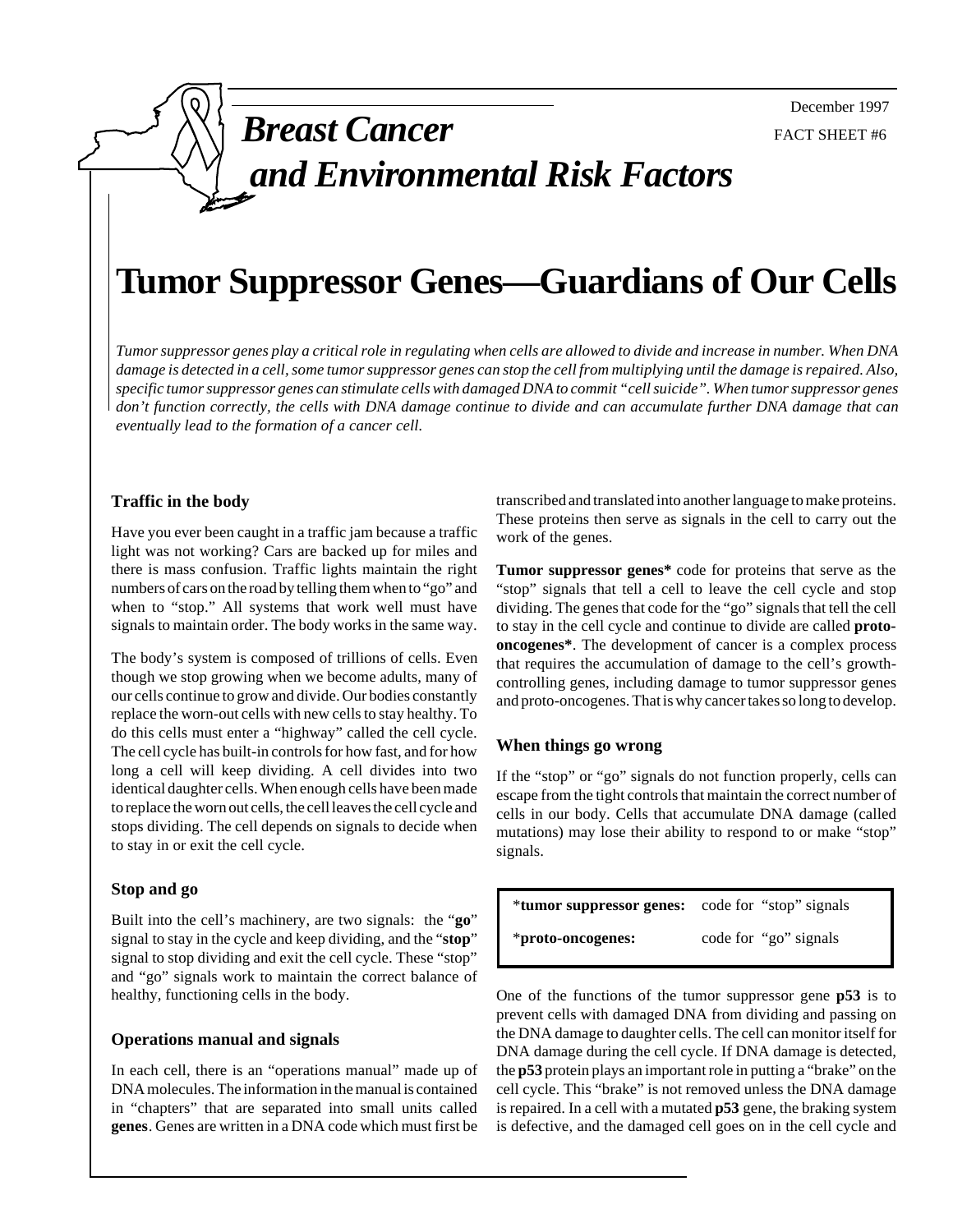December 1997
FACT SHEET #6

*Breast Cancer and Environmental Risk Factors*

# Tumor Suppressor Genes—Guardians of Our Cells

*Tumor suppressor genes play a critical role in regulating when cells are allowed to divide and increase in number. When DNA damage is detected in a cell, some tumor suppressor genes can stop the cell from multiplying until the damage is repaired. Also, specific tumor suppressor genes can stimulate cells with damaged DNA to commit "cell suicide". When tumor suppressor genes don't function correctly, the cells with DNA damage continue to divide and can accumulate further DNA damage that can eventually lead to the formation of a cancer cell.*

### Traffic in the body

Have you ever been caught in a traffic jam because a traffic light was not working? Cars are backed up for miles and there is mass confusion. Traffic lights maintain the right numbers of cars on the road by telling them when to "go" and when to "stop." All systems that work well must have signals to maintain order. The body works in the same way.

The body's system is composed of trillions of cells. Even though we stop growing when we become adults, many of our cells continue to grow and divide. Our bodies constantly replace the worn-out cells with new cells to stay healthy. To do this cells must enter a "highway" called the cell cycle. The cell cycle has built-in controls for how fast, and for how long a cell will keep dividing. A cell divides into two identical daughter cells. When enough cells have been made to replace the worn out cells, the cell leaves the cell cycle and stops dividing. The cell depends on signals to decide when to stay in or exit the cell cycle.

### Stop and go

Built into the cell's machinery, are two signals: the "**go**" signal to stay in the cycle and keep dividing, and the "**stop**" signal to stop dividing and exit the cell cycle. These "stop" and "go" signals work to maintain the correct balance of healthy, functioning cells in the body.

### Operations manual and signals

In each cell, there is an "operations manual" made up of DNA molecules. The information in the manual is contained in "chapters" that are separated into small units called **genes**. Genes are written in a DNA code which must first be transcribed and translated into another language to make proteins. These proteins then serve as signals in the cell to carry out the work of the genes.

**Tumor suppressor genes*** code for proteins that serve as the "stop" signals that tell a cell to leave the cell cycle and stop dividing. The genes that code for the "go" signals that tell the cell to stay in the cell cycle and continue to divide are called **proto-oncogenes***. The development of cancer is a complex process that requires the accumulation of damage to the cell's growth-controlling genes, including damage to tumor suppressor genes and proto-oncogenes. That is why cancer takes so long to develop.

### When things go wrong

If the "stop" or "go" signals do not function properly, cells can escape from the tight controls that maintain the correct number of cells in our body. Cells that accumulate DNA damage (called mutations) may lose their ability to respond to or make "stop" signals.

| | |
|---|---|
| ***tumor suppressor genes:** | code for "stop" signals |
| ***proto-oncogenes:** | code for "go" signals |

One of the functions of the tumor suppressor gene **p53** is to prevent cells with damaged DNA from dividing and passing on the DNA damage to daughter cells. The cell can monitor itself for DNA damage during the cell cycle. If DNA damage is detected, the **p53** protein plays an important role in putting a "brake" on the cell cycle. This "brake" is not removed unless the DNA damage is repaired. In a cell with a mutated **p53** gene, the braking system is defective, and the damaged cell goes on in the cell cycle and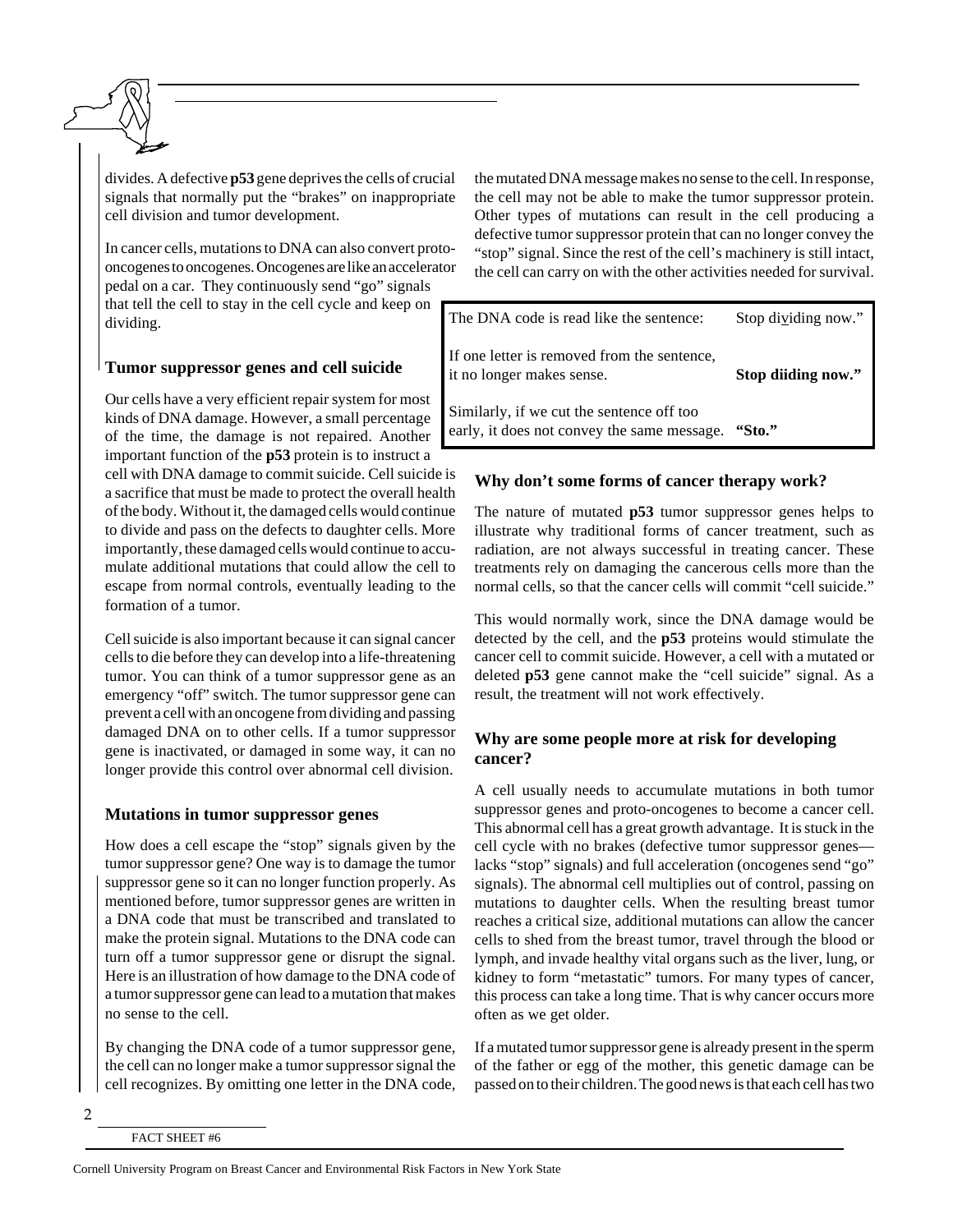divides. A defective **p53** gene deprives the cells of crucial signals that normally put the "brakes" on inappropriate cell division and tumor development.

In cancer cells, mutations to DNA can also convert proto-oncogenes to oncogenes. Oncogenes are like an accelerator pedal on a car. They continuously send "go" signals that tell the cell to stay in the cell cycle and keep on dividing.

### Tumor suppressor genes and cell suicide

Our cells have a very efficient repair system for most kinds of DNA damage. However, a small percentage of the time, the damage is not repaired. Another important function of the **p53** protein is to instruct a cell with DNA damage to commit suicide. Cell suicide is a sacrifice that must be made to protect the overall health of the body. Without it, the damaged cells would continue to divide and pass on the defects to daughter cells. More importantly, these damaged cells would continue to accumulate additional mutations that could allow the cell to escape from normal controls, eventually leading to the formation of a tumor.

Cell suicide is also important because it can signal cancer cells to die before they can develop into a life-threatening tumor. You can think of a tumor suppressor gene as an emergency "off" switch. The tumor suppressor gene can prevent a cell with an oncogene from dividing and passing damaged DNA on to other cells. If a tumor suppressor gene is inactivated, or damaged in some way, it can no longer provide this control over abnormal cell division.

### Mutations in tumor suppressor genes

How does a cell escape the "stop" signals given by the tumor suppressor gene? One way is to damage the tumor suppressor gene so it can no longer function properly. As mentioned before, tumor suppressor genes are written in a DNA code that must be transcribed and translated to make the protein signal. Mutations to the DNA code can turn off a tumor suppressor gene or disrupt the signal. Here is an illustration of how damage to the DNA code of a tumor suppressor gene can lead to a mutation that makes no sense to the cell.

By changing the DNA code of a tumor suppressor gene, the cell can no longer make a tumor suppressor signal the cell recognizes. By omitting one letter in the DNA code, the mutated DNA message makes no sense to the cell. In response, the cell may not be able to make the tumor suppressor protein. Other types of mutations can result in the cell producing a defective tumor suppressor protein that can no longer convey the "stop" signal. Since the rest of the cell's machinery is still intact, the cell can carry on with the other activities needed for survival.

| | |
|---|---|
| The DNA code is read like the sentence: | Stop di<u>v</u>iding now." |
| If one letter is removed from the sentence, it no longer makes sense. | **Stop diiding now."** |
| Similarly, if we cut the sentence off too early, it does not convey the same message. | **"Sto."** |

### Why don't some forms of cancer therapy work?

The nature of mutated **p53** tumor suppressor genes helps to illustrate why traditional forms of cancer treatment, such as radiation, are not always successful in treating cancer. These treatments rely on damaging the cancerous cells more than the normal cells, so that the cancer cells will commit "cell suicide."

This would normally work, since the DNA damage would be detected by the cell, and the **p53** proteins would stimulate the cancer cell to commit suicide. However, a cell with a mutated or deleted **p53** gene cannot make the "cell suicide" signal. As a result, the treatment will not work effectively.

### Why are some people more at risk for developing cancer?

A cell usually needs to accumulate mutations in both tumor suppressor genes and proto-oncogenes to become a cancer cell. This abnormal cell has a great growth advantage. It is stuck in the cell cycle with no brakes (defective tumor suppressor genes—lacks "stop" signals) and full acceleration (oncogenes send "go" signals). The abnormal cell multiplies out of control, passing on mutations to daughter cells. When the resulting breast tumor reaches a critical size, additional mutations can allow the cancer cells to shed from the breast tumor, travel through the blood or lymph, and invade healthy vital organs such as the liver, lung, or kidney to form "metastatic" tumors. For many types of cancer, this process can take a long time. That is why cancer occurs more often as we get older.

If a mutated tumor suppressor gene is already present in the sperm of the father or egg of the mother, this genetic damage can be passed on to their children. The good news is that each cell has two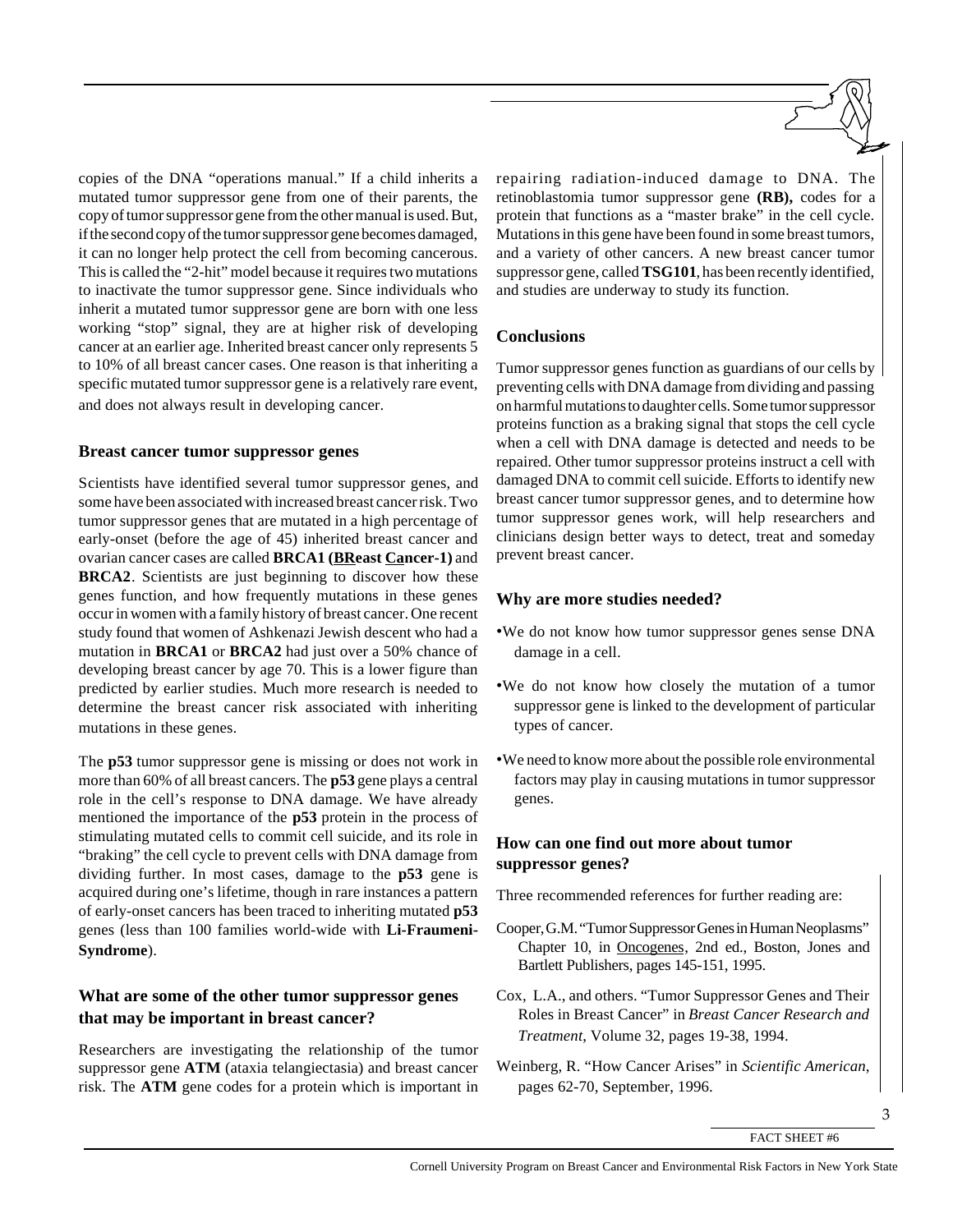copies of the DNA "operations manual." If a child inherits a mutated tumor suppressor gene from one of their parents, the copy of tumor suppressor gene from the other manual is used. But, if the second copy of the tumor suppressor gene becomes damaged, it can no longer help protect the cell from becoming cancerous. This is called the "2-hit" model because it requires two mutations to inactivate the tumor suppressor gene. Since individuals who inherit a mutated tumor suppressor gene are born with one less working "stop" signal, they are at higher risk of developing cancer at an earlier age. Inherited breast cancer only represents 5 to 10% of all breast cancer cases. One reason is that inheriting a specific mutated tumor suppressor gene is a relatively rare event, and does not always result in developing cancer.

### Breast cancer tumor suppressor genes

Scientists have identified several tumor suppressor genes, and some have been associated with increased breast cancer risk. Two tumor suppressor genes that are mutated in a high percentage of early-onset (before the age of 45) inherited breast cancer and ovarian cancer cases are called **BRCA1 (BReast Cancer-1)** and **BRCA2**. Scientists are just beginning to discover how these genes function, and how frequently mutations in these genes occur in women with a family history of breast cancer. One recent study found that women of Ashkenazi Jewish descent who had a mutation in **BRCA1** or **BRCA2** had just over a 50% chance of developing breast cancer by age 70. This is a lower figure than predicted by earlier studies. Much more research is needed to determine the breast cancer risk associated with inheriting mutations in these genes.

The **p53** tumor suppressor gene is missing or does not work in more than 60% of all breast cancers. The **p53** gene plays a central role in the cell's response to DNA damage. We have already mentioned the importance of the **p53** protein in the process of stimulating mutated cells to commit cell suicide, and its role in "braking" the cell cycle to prevent cells with DNA damage from dividing further. In most cases, damage to the **p53** gene is acquired during one's lifetime, though in rare instances a pattern of early-onset cancers has been traced to inheriting mutated **p53** genes (less than 100 families world-wide with **Li-Fraumeni-Syndrome**).

### What are some of the other tumor suppressor genes that may be important in breast cancer?

Researchers are investigating the relationship of the tumor suppressor gene **ATM** (ataxia telangiectasia) and breast cancer risk. The **ATM** gene codes for a protein which is important in repairing radiation-induced damage to DNA. The retinoblastomia tumor suppressor gene **(RB),** codes for a protein that functions as a "master brake" in the cell cycle. Mutations in this gene have been found in some breast tumors, and a variety of other cancers. A new breast cancer tumor suppressor gene, called **TSG101**, has been recently identified, and studies are underway to study its function.

### Conclusions

Tumor suppressor genes function as guardians of our cells by preventing cells with DNA damage from dividing and passing on harmful mutations to daughter cells. Some tumor suppressor proteins function as a braking signal that stops the cell cycle when a cell with DNA damage is detected and needs to be repaired. Other tumor suppressor proteins instruct a cell with damaged DNA to commit cell suicide. Efforts to identify new breast cancer tumor suppressor genes, and to determine how tumor suppressor genes work, will help researchers and clinicians design better ways to detect, treat and someday prevent breast cancer.

### Why are more studies needed?

- We do not know how tumor suppressor genes sense DNA damage in a cell.
- We do not know how closely the mutation of a tumor suppressor gene is linked to the development of particular types of cancer.
- We need to know more about the possible role environmental factors may play in causing mutations in tumor suppressor genes.

### How can one find out more about tumor suppressor genes?

Three recommended references for further reading are:

Cooper, G.M. "Tumor Suppressor Genes in Human Neoplasms" Chapter 10, in Oncogenes, 2nd ed., Boston, Jones and Bartlett Publishers, pages 145-151, 1995.

Cox, L.A., and others. "Tumor Suppressor Genes and Their Roles in Breast Cancer" in *Breast Cancer Research and Treatment*, Volume 32, pages 19-38, 1994.

Weinberg, R. "How Cancer Arises" in *Scientific American*, pages 62-70, September, 1996.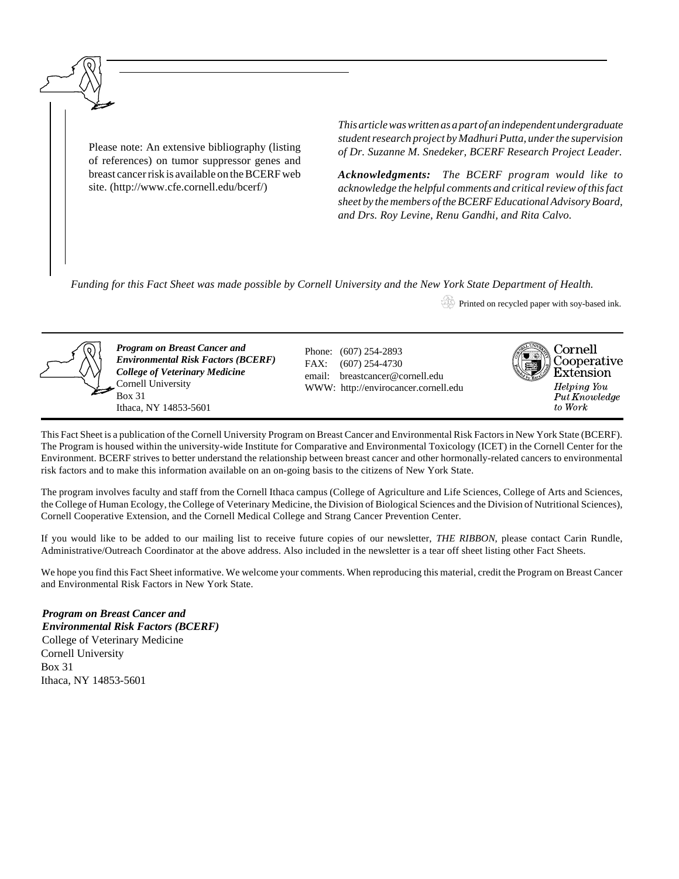Please note: An extensive bibliography (listing of references) on tumor suppressor genes and breast cancer risk is available on the BCERF web site. (http://www.cfe.cornell.edu/bcerf/)

*This article was written as a part of an independent undergraduate student research project by Madhuri Putta, under the supervision of Dr. Suzanne M. Snedeker, BCERF Research Project Leader.*

***Acknowledgments:*** *The BCERF program would like to acknowledge the helpful comments and critical review of this fact sheet by the members of the BCERF Educational Advisory Board, and Drs. Roy Levine, Renu Gandhi, and Rita Calvo.*

*Funding for this Fact Sheet was made possible by Cornell University and the New York State Department of Health.*

Printed on recycled paper with soy-based ink.

***Program on Breast Cancer and Environmental Risk Factors (BCERF)***
***College of Veterinary Medicine***
Cornell University
Box 31
Ithaca, NY 14853-5601

Phone: (607) 254-2893
FAX: (607) 254-4730
email: breastcancer@cornell.edu
WWW: http://envirocancer.cornell.edu

Cornell Cooperative Extension
*Helping You Put Knowledge to Work*

This Fact Sheet is a publication of the Cornell University Program on Breast Cancer and Environmental Risk Factors in New York State (BCERF). The Program is housed within the university-wide Institute for Comparative and Environmental Toxicology (ICET) in the Cornell Center for the Environment. BCERF strives to better understand the relationship between breast cancer and other hormonally-related cancers to environmental risk factors and to make this information available on an on-going basis to the citizens of New York State.

The program involves faculty and staff from the Cornell Ithaca campus (College of Agriculture and Life Sciences, College of Arts and Sciences, the College of Human Ecology, the College of Veterinary Medicine, the Division of Biological Sciences and the Division of Nutritional Sciences), Cornell Cooperative Extension, and the Cornell Medical College and Strang Cancer Prevention Center.

If you would like to be added to our mailing list to receive future copies of our newsletter, *THE RIBBON*, please contact Carin Rundle, Administrative/Outreach Coordinator at the above address. Also included in the newsletter is a tear off sheet listing other Fact Sheets.

We hope you find this Fact Sheet informative. We welcome your comments. When reproducing this material, credit the Program on Breast Cancer and Environmental Risk Factors in New York State.

***Program on Breast Cancer and***
***Environmental Risk Factors (BCERF)***
College of Veterinary Medicine
Cornell University
Box 31
Ithaca, NY 14853-5601